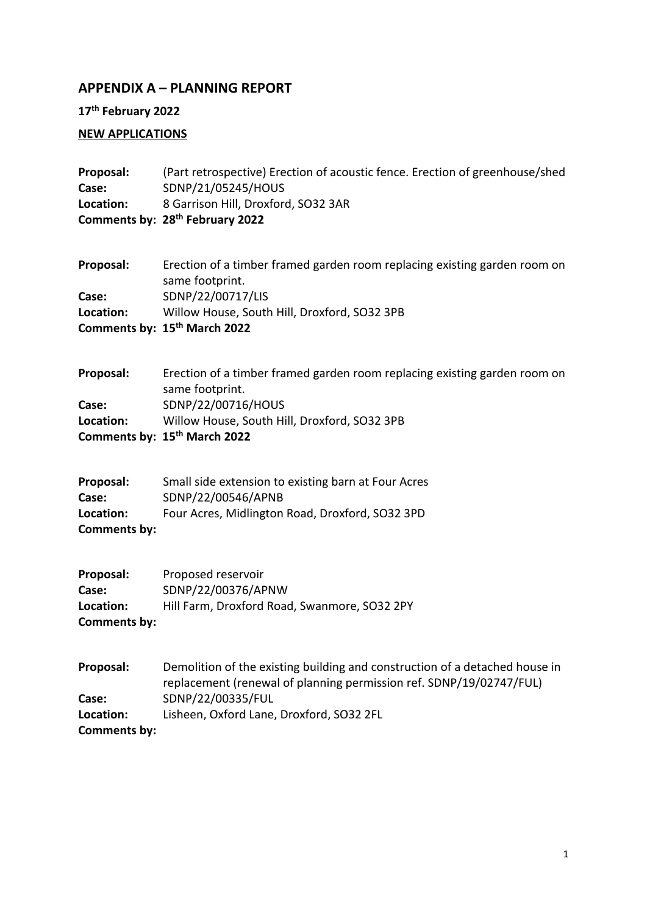## APPENDIX A – PLANNING REPORT

**17th February 2022**

**NEW APPLICATIONS**

**Proposal:** (Part retrospective) Erection of acoustic fence. Erection of greenhouse/shed
**Case:** SDNP/21/05245/HOUS
**Location:** 8 Garrison Hill, Droxford, SO32 3AR
**Comments by: 28th February 2022**

**Proposal:** Erection of a timber framed garden room replacing existing garden room on same footprint.
**Case:** SDNP/22/00717/LIS
**Location:** Willow House, South Hill, Droxford, SO32 3PB
**Comments by: 15th March 2022**

**Proposal:** Erection of a timber framed garden room replacing existing garden room on same footprint.
**Case:** SDNP/22/00716/HOUS
**Location:** Willow House, South Hill, Droxford, SO32 3PB
**Comments by: 15th March 2022**

**Proposal:** Small side extension to existing barn at Four Acres
**Case:** SDNP/22/00546/APNB
**Location:** Four Acres, Midlington Road, Droxford, SO32 3PD
**Comments by:**

**Proposal:** Proposed reservoir
**Case:** SDNP/22/00376/APNW
**Location:** Hill Farm, Droxford Road, Swanmore, SO32 2PY
**Comments by:**

**Proposal:** Demolition of the existing building and construction of a detached house in replacement (renewal of planning permission ref. SDNP/19/02747/FUL)
**Case:** SDNP/22/00335/FUL
**Location:** Lisheen, Oxford Lane, Droxford, SO32 2FL
**Comments by:**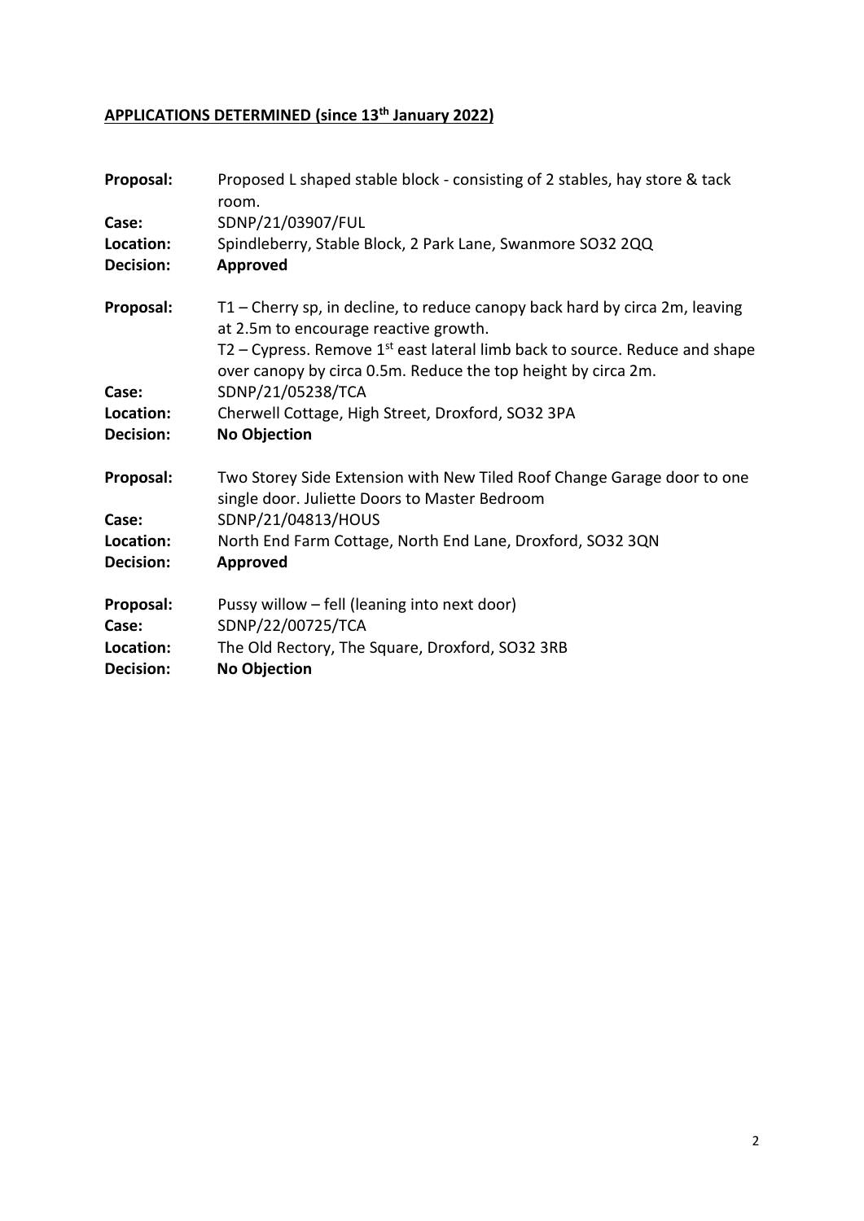## APPLICATIONS DETERMINED (since 13th January 2022)

**Proposal:** Proposed L shaped stable block - consisting of 2 stables, hay store & tack room.
**Case:** SDNP/21/03907/FUL
**Location:** Spindleberry, Stable Block, 2 Park Lane, Swanmore SO32 2QQ
**Decision:** **Approved**

**Proposal:** T1 – Cherry sp, in decline, to reduce canopy back hard by circa 2m, leaving at 2.5m to encourage reactive growth.
T2 – Cypress. Remove 1st east lateral limb back to source. Reduce and shape over canopy by circa 0.5m. Reduce the top height by circa 2m.
**Case:** SDNP/21/05238/TCA
**Location:** Cherwell Cottage, High Street, Droxford, SO32 3PA
**Decision:** **No Objection**

**Proposal:** Two Storey Side Extension with New Tiled Roof Change Garage door to one single door. Juliette Doors to Master Bedroom
**Case:** SDNP/21/04813/HOUS
**Location:** North End Farm Cottage, North End Lane, Droxford, SO32 3QN
**Decision:** **Approved**

**Proposal:** Pussy willow – fell (leaning into next door)
**Case:** SDNP/22/00725/TCA
**Location:** The Old Rectory, The Square, Droxford, SO32 3RB
**Decision:** **No Objection**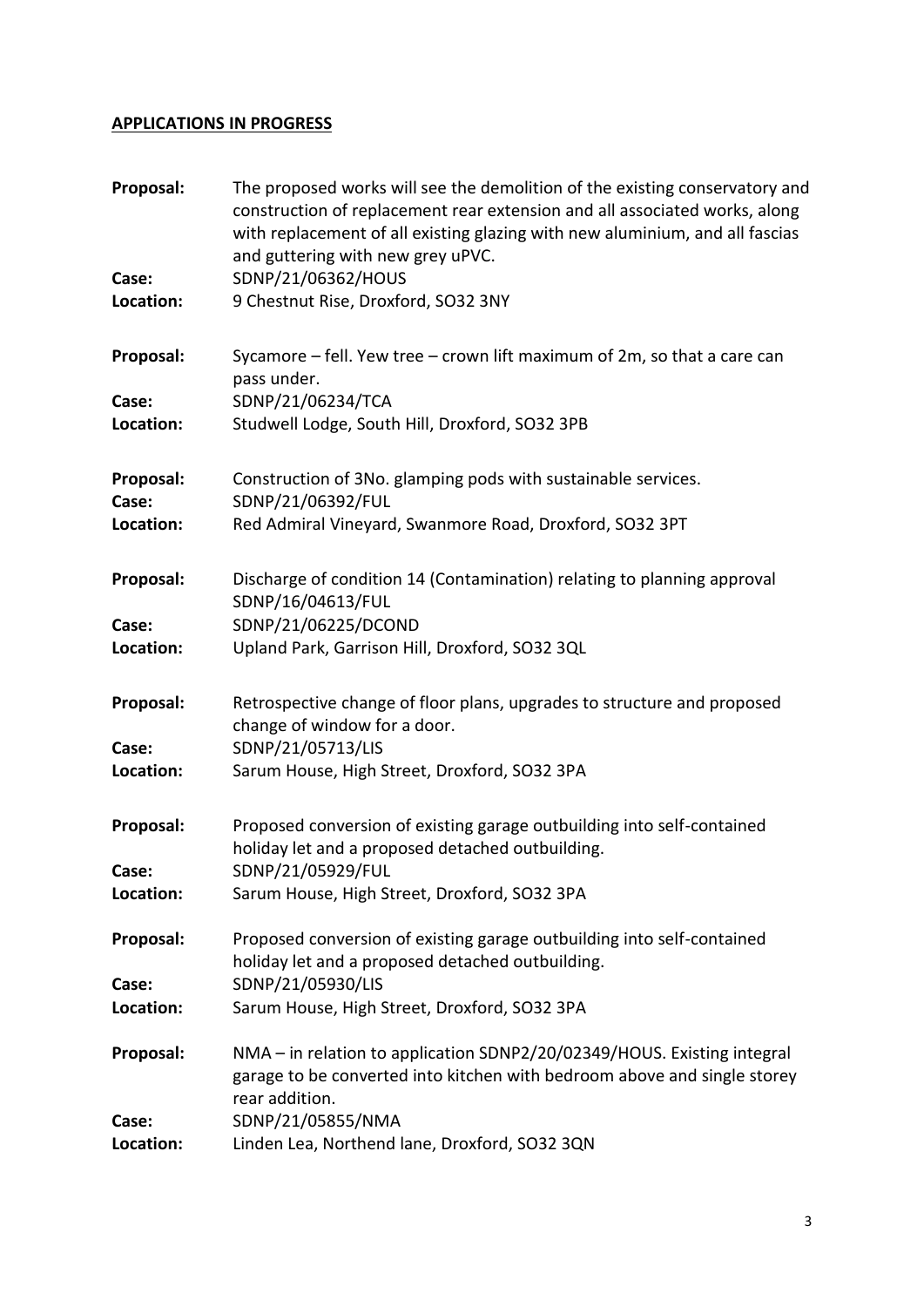## APPLICATIONS IN PROGRESS

**Proposal:** The proposed works will see the demolition of the existing conservatory and construction of replacement rear extension and all associated works, along with replacement of all existing glazing with new aluminium, and all fascias and guttering with new grey uPVC.
**Case:** SDNP/21/06362/HOUS
**Location:** 9 Chestnut Rise, Droxford, SO32 3NY

**Proposal:** Sycamore – fell. Yew tree – crown lift maximum of 2m, so that a care can pass under.
**Case:** SDNP/21/06234/TCA
**Location:** Studwell Lodge, South Hill, Droxford, SO32 3PB

**Proposal:** Construction of 3No. glamping pods with sustainable services.
**Case:** SDNP/21/06392/FUL
**Location:** Red Admiral Vineyard, Swanmore Road, Droxford, SO32 3PT

**Proposal:** Discharge of condition 14 (Contamination) relating to planning approval SDNP/16/04613/FUL
**Case:** SDNP/21/06225/DCOND
**Location:** Upland Park, Garrison Hill, Droxford, SO32 3QL

**Proposal:** Retrospective change of floor plans, upgrades to structure and proposed change of window for a door.
**Case:** SDNP/21/05713/LIS
**Location:** Sarum House, High Street, Droxford, SO32 3PA

**Proposal:** Proposed conversion of existing garage outbuilding into self-contained holiday let and a proposed detached outbuilding.
**Case:** SDNP/21/05929/FUL
**Location:** Sarum House, High Street, Droxford, SO32 3PA

**Proposal:** Proposed conversion of existing garage outbuilding into self-contained holiday let and a proposed detached outbuilding.
**Case:** SDNP/21/05930/LIS
**Location:** Sarum House, High Street, Droxford, SO32 3PA

**Proposal:** NMA – in relation to application SDNP2/20/02349/HOUS. Existing integral garage to be converted into kitchen with bedroom above and single storey rear addition.
**Case:** SDNP/21/05855/NMA
**Location:** Linden Lea, Northend lane, Droxford, SO32 3QN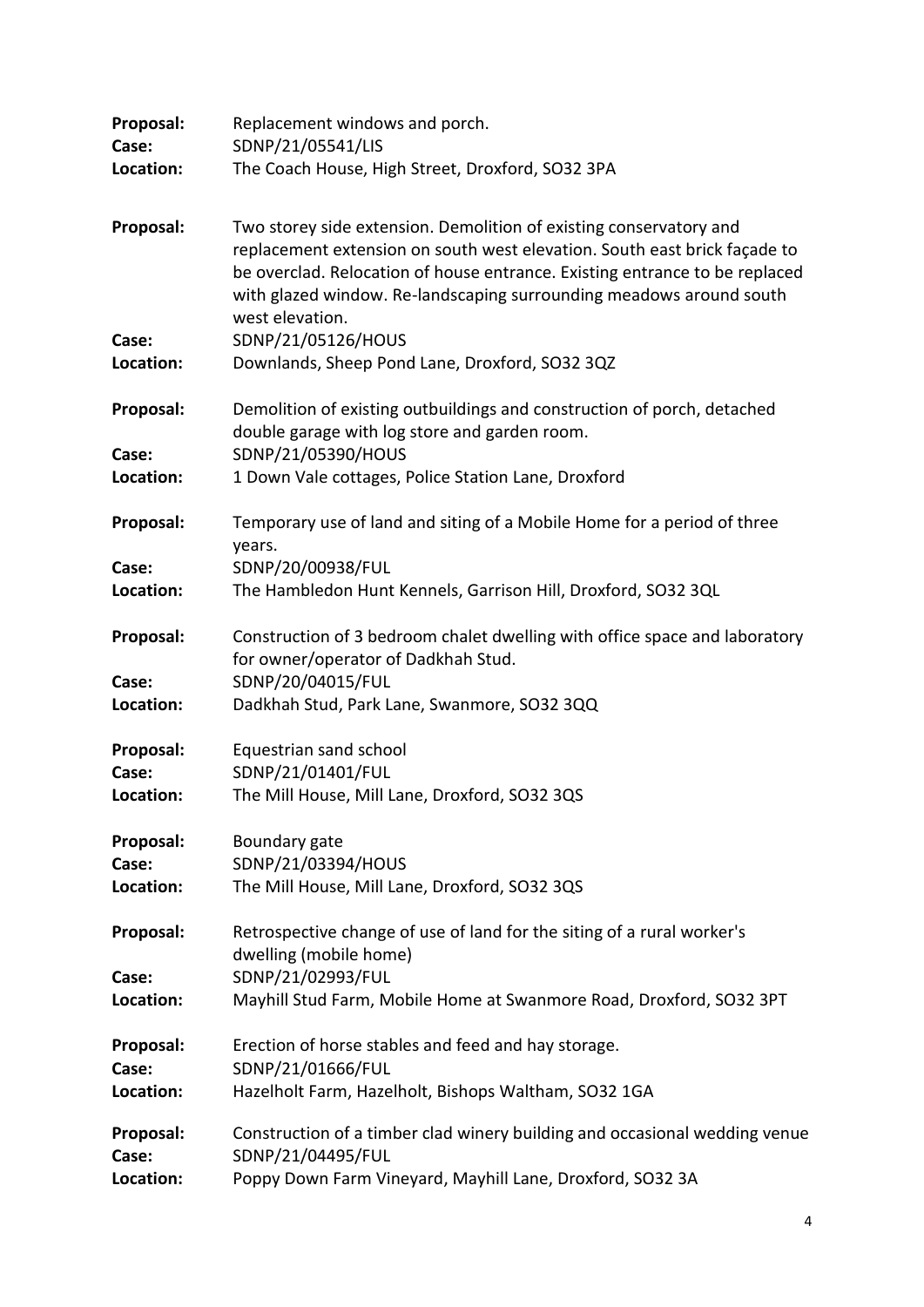**Proposal:** Replacement windows and porch.
**Case:** SDNP/21/05541/LIS
**Location:** The Coach House, High Street, Droxford, SO32 3PA

**Proposal:** Two storey side extension. Demolition of existing conservatory and replacement extension on south west elevation. South east brick façade to be overclad. Relocation of house entrance. Existing entrance to be replaced with glazed window. Re-landscaping surrounding meadows around south west elevation.
**Case:** SDNP/21/05126/HOUS
**Location:** Downlands, Sheep Pond Lane, Droxford, SO32 3QZ

**Proposal:** Demolition of existing outbuildings and construction of porch, detached double garage with log store and garden room.
**Case:** SDNP/21/05390/HOUS
**Location:** 1 Down Vale cottages, Police Station Lane, Droxford

**Proposal:** Temporary use of land and siting of a Mobile Home for a period of three years.
**Case:** SDNP/20/00938/FUL
**Location:** The Hambledon Hunt Kennels, Garrison Hill, Droxford, SO32 3QL

**Proposal:** Construction of 3 bedroom chalet dwelling with office space and laboratory for owner/operator of Dadkhah Stud.
**Case:** SDNP/20/04015/FUL
**Location:** Dadkhah Stud, Park Lane, Swanmore, SO32 3QQ

**Proposal:** Equestrian sand school
**Case:** SDNP/21/01401/FUL
**Location:** The Mill House, Mill Lane, Droxford, SO32 3QS

**Proposal:** Boundary gate
**Case:** SDNP/21/03394/HOUS
**Location:** The Mill House, Mill Lane, Droxford, SO32 3QS

**Proposal:** Retrospective change of use of land for the siting of a rural worker's dwelling (mobile home)
**Case:** SDNP/21/02993/FUL
**Location:** Mayhill Stud Farm, Mobile Home at Swanmore Road, Droxford, SO32 3PT

**Proposal:** Erection of horse stables and feed and hay storage.
**Case:** SDNP/21/01666/FUL
**Location:** Hazelholt Farm, Hazelholt, Bishops Waltham, SO32 1GA

**Proposal:** Construction of a timber clad winery building and occasional wedding venue
**Case:** SDNP/21/04495/FUL
**Location:** Poppy Down Farm Vineyard, Mayhill Lane, Droxford, SO32 3A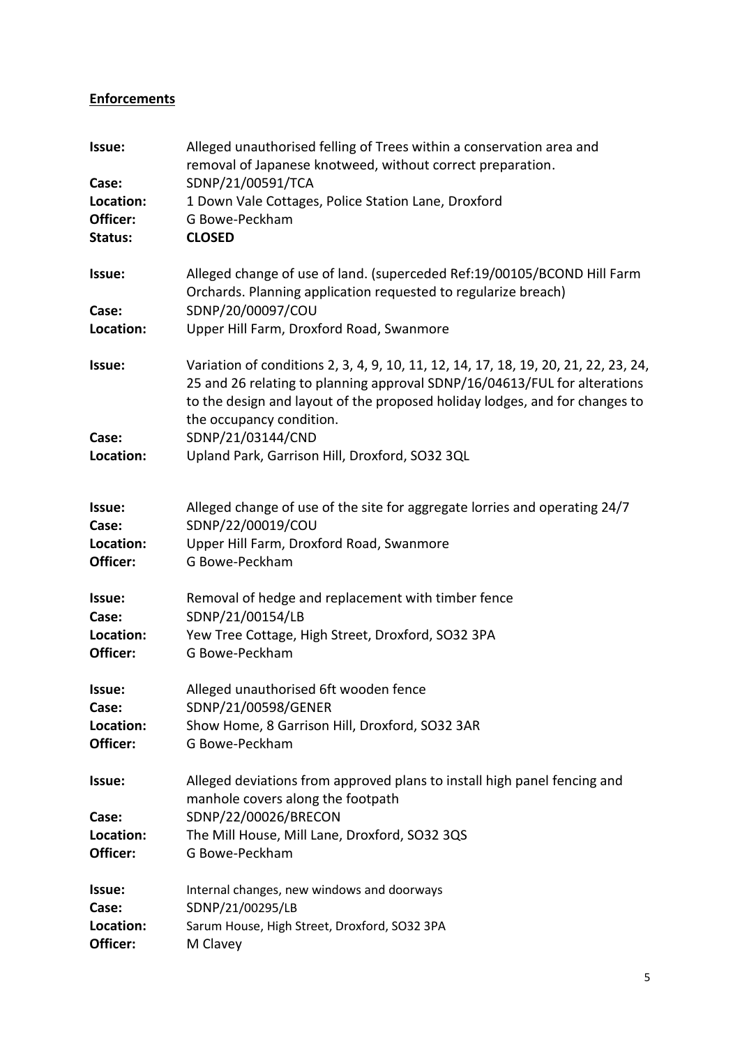## Enforcements

**Issue:** Alleged unauthorised felling of Trees within a conservation area and removal of Japanese knotweed, without correct preparation.
**Case:** SDNP/21/00591/TCA
**Location:** 1 Down Vale Cottages, Police Station Lane, Droxford
**Officer:** G Bowe-Peckham
**Status:** **CLOSED**

**Issue:** Alleged change of use of land. (superceded Ref:19/00105/BCOND Hill Farm Orchards. Planning application requested to regularize breach)
**Case:** SDNP/20/00097/COU
**Location:** Upper Hill Farm, Droxford Road, Swanmore

**Issue:** Variation of conditions 2, 3, 4, 9, 10, 11, 12, 14, 17, 18, 19, 20, 21, 22, 23, 24, 25 and 26 relating to planning approval SDNP/16/04613/FUL for alterations to the design and layout of the proposed holiday lodges, and for changes to the occupancy condition.
**Case:** SDNP/21/03144/CND
**Location:** Upland Park, Garrison Hill, Droxford, SO32 3QL

**Issue:** Alleged change of use of the site for aggregate lorries and operating 24/7
**Case:** SDNP/22/00019/COU
**Location:** Upper Hill Farm, Droxford Road, Swanmore
**Officer:** G Bowe-Peckham

**Issue:** Removal of hedge and replacement with timber fence
**Case:** SDNP/21/00154/LB
**Location:** Yew Tree Cottage, High Street, Droxford, SO32 3PA
**Officer:** G Bowe-Peckham

**Issue:** Alleged unauthorised 6ft wooden fence
**Case:** SDNP/21/00598/GENER
**Location:** Show Home, 8 Garrison Hill, Droxford, SO32 3AR
**Officer:** G Bowe-Peckham

**Issue:** Alleged deviations from approved plans to install high panel fencing and manhole covers along the footpath
**Case:** SDNP/22/00026/BRECON
**Location:** The Mill House, Mill Lane, Droxford, SO32 3QS
**Officer:** G Bowe-Peckham

**Issue:** Internal changes, new windows and doorways
**Case:** SDNP/21/00295/LB
**Location:** Sarum House, High Street, Droxford, SO32 3PA
**Officer:** M Clavey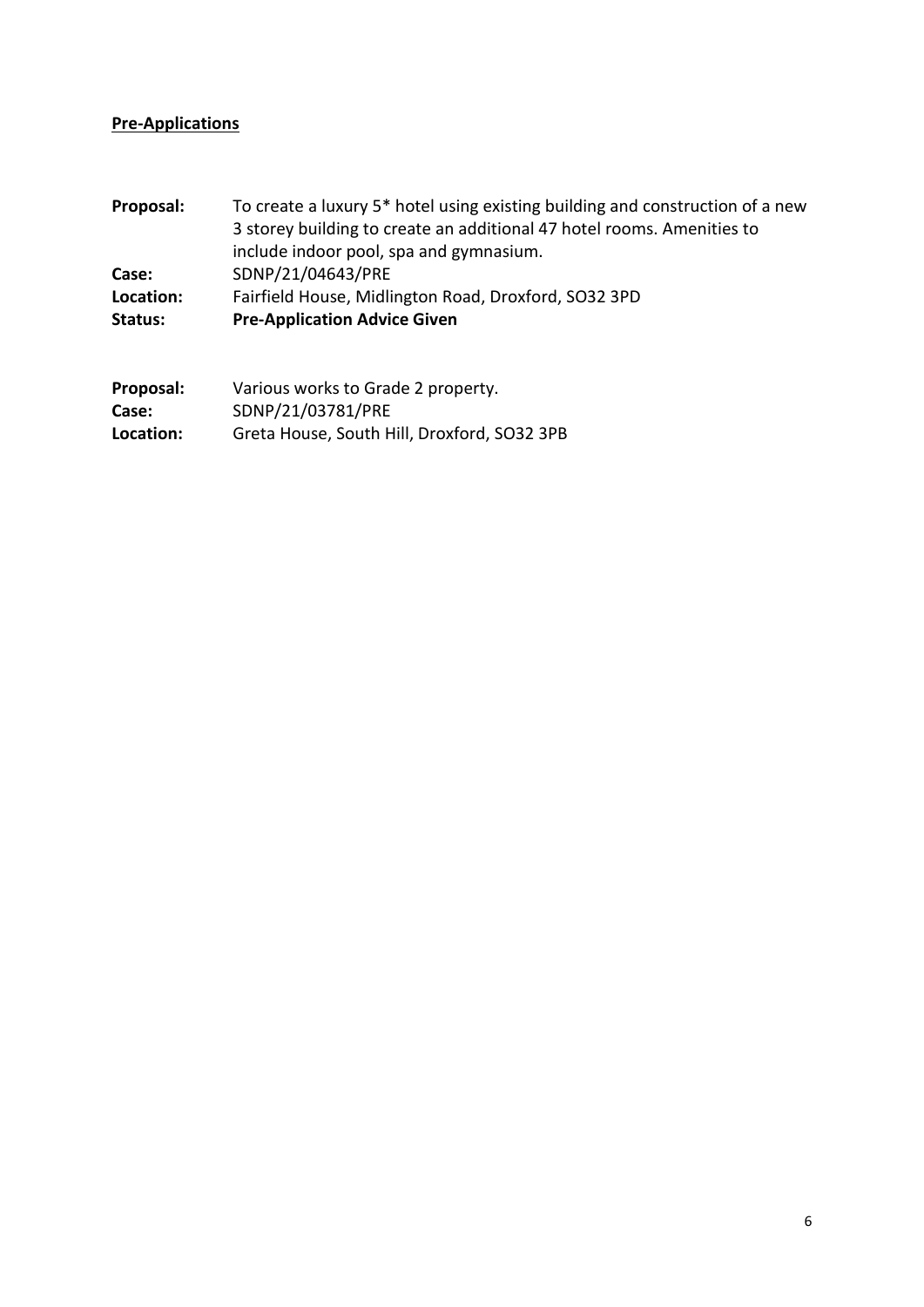**<u>Pre-Applications</u>**

**Proposal:** To create a luxury 5* hotel using existing building and construction of a new 3 storey building to create an additional 47 hotel rooms. Amenities to include indoor pool, spa and gymnasium.
**Case:** SDNP/21/04643/PRE
**Location:** Fairfield House, Midlington Road, Droxford, SO32 3PD
**Status:** **Pre-Application Advice Given**

**Proposal:** Various works to Grade 2 property.
**Case:** SDNP/21/03781/PRE
**Location:** Greta House, South Hill, Droxford, SO32 3PB